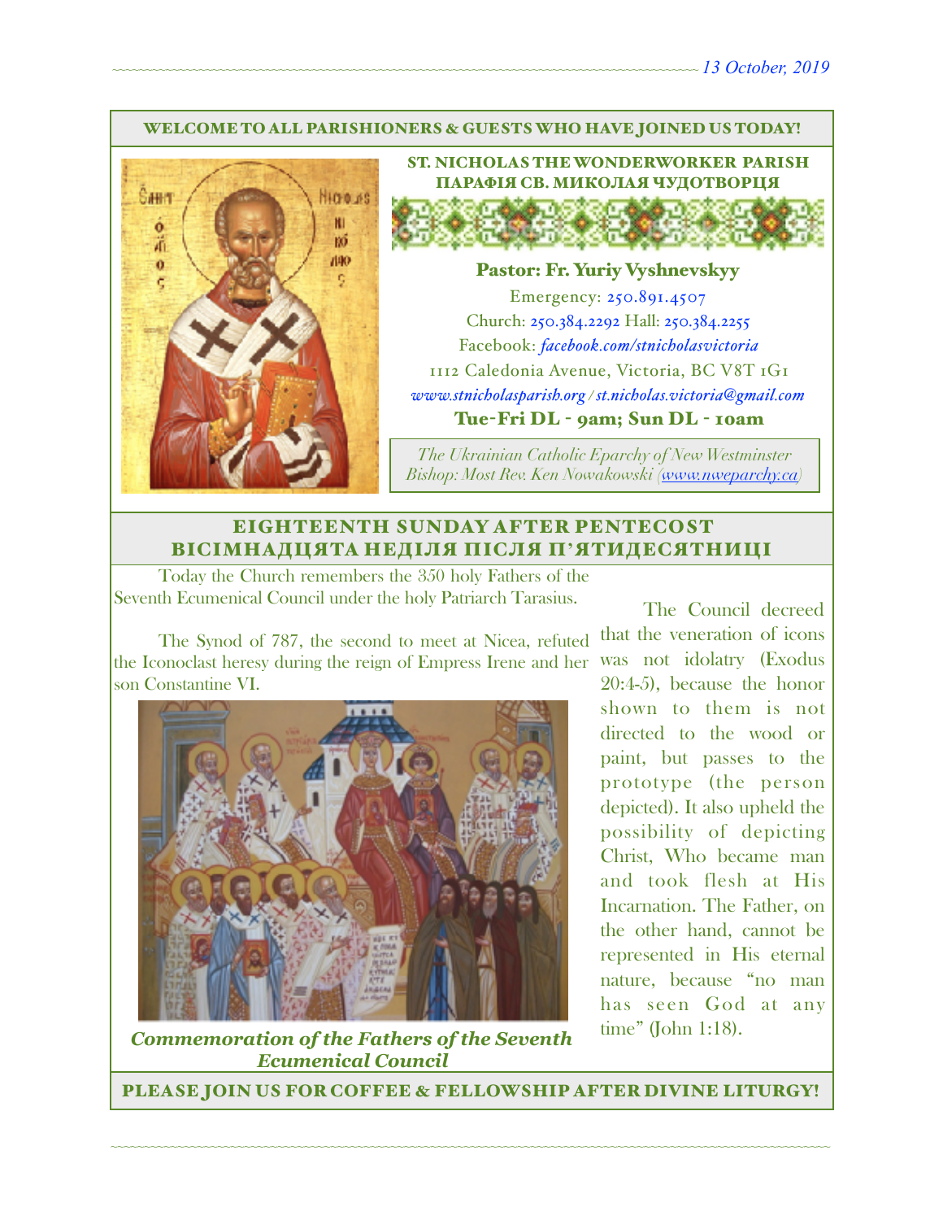13 October, 2019

**WELCOME TO ALL PARISHIONERS & GUESTS WHO HAVE JOINED US TODAY!**

**ST. NICHOLAS THE WONDERWORKER PARISH**
**ПАРАФІЯ СВ. МИКОЛАЯ ЧУДОТВОРЦЯ**

**Pastor: Fr. Yuriy Vyshnevskyy**

Emergency: 250.891.4507

Church: 250.384.2292 Hall: 250.384.2255

Facebook: *facebook.com/stnicholasvictoria*

1112 Caledonia Avenue, Victoria, BC V8T 1G1

*www.stnicholasparish.org / st.nicholas.victoria@gmail.com*

**Tue-Fri DL - 9am; Sun DL - 10am**

*The Ukrainian Catholic Eparchy of New Westminster*
*Bishop: Most Rev. Ken Nowakowski (www.nweparchy.ca)*

## EIGHTEENTH SUNDAY AFTER PENTECOST
## ВІСІМНАДЦЯТА НЕДІЛЯ ПІСЛЯ П'ЯТИДЕСЯТНИЦІ

Today the Church remembers the 350 holy Fathers of the Seventh Ecumenical Council under the holy Patriarch Tarasius.

The Synod of 787, the second to meet at Nicea, refuted the Iconoclast heresy during the reign of Empress Irene and her son Constantine VI.

***Commemoration of the Fathers of the Seventh Ecumenical Council***

The Council decreed that the veneration of icons was not idolatry (Exodus 20:4-5), because the honor shown to them is not directed to the wood or paint, but passes to the prototype (the person depicted). It also upheld the possibility of depicting Christ, Who became man and took flesh at His Incarnation. The Father, on the other hand, cannot be represented in His eternal nature, because "no man has seen God at any time" (John 1:18).

**PLEASE JOIN US FOR COFFEE & FELLOWSHIP AFTER DIVINE LITURGY!**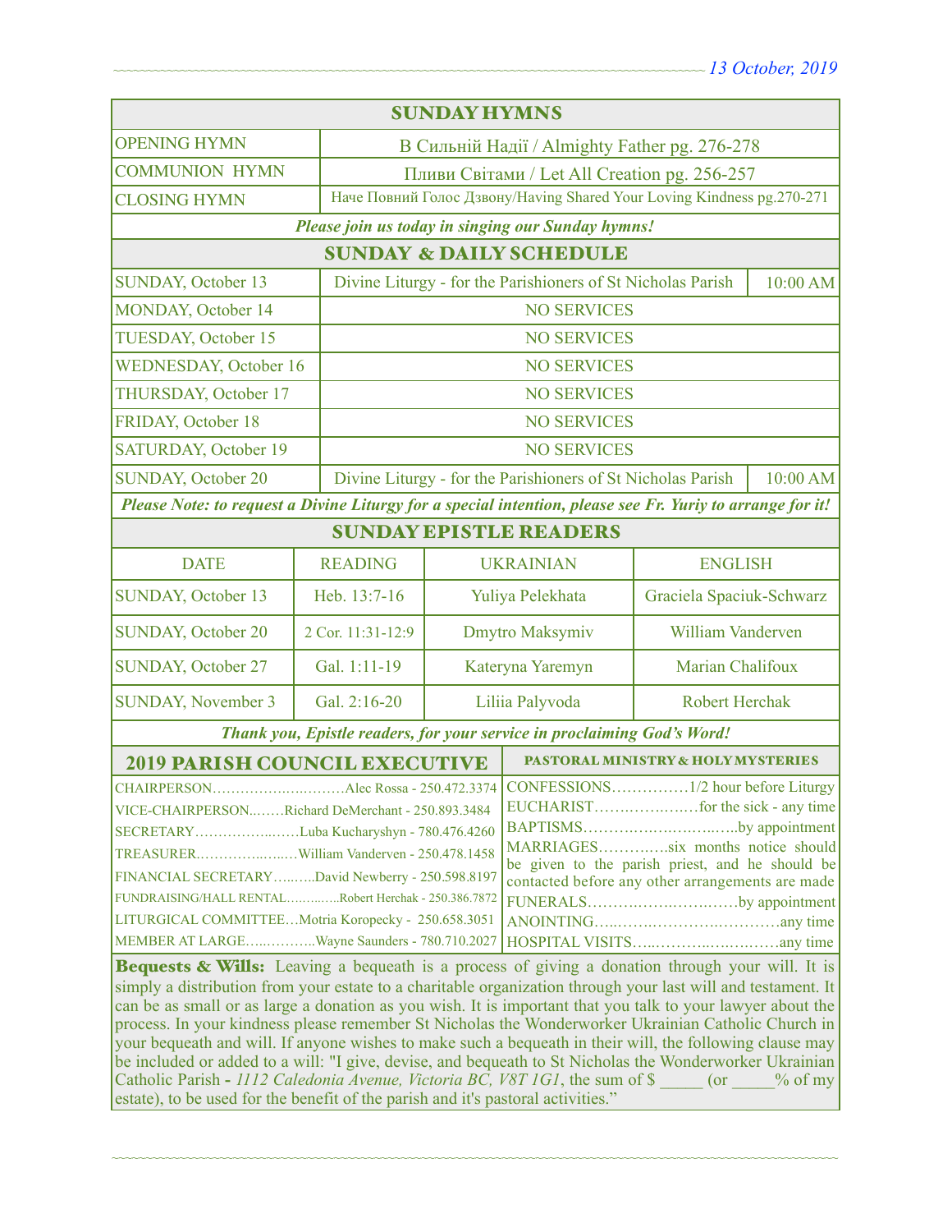## SUNDAY HYMNS

| | |
|---|---|
| OPENING HYMN | В Сильній Надії / Almighty Father pg. 276-278 |
| COMMUNION HYMN | Пливи Світами / Let All Creation pg. 256-257 |
| CLOSING HYMN | Наче Повний Голос Дзвону/Having Shared Your Loving Kindness pg.270-271 |

*Please join us today in singing our Sunday hymns!*

## SUNDAY & DAILY SCHEDULE

| | | |
|---|---|---|
| SUNDAY, October 13 | Divine Liturgy - for the Parishioners of St Nicholas Parish | 10:00 AM |
| MONDAY, October 14 | NO SERVICES | |
| TUESDAY, October 15 | NO SERVICES | |
| WEDNESDAY, October 16 | NO SERVICES | |
| THURSDAY, October 17 | NO SERVICES | |
| FRIDAY, October 18 | NO SERVICES | |
| SATURDAY, October 19 | NO SERVICES | |
| SUNDAY, October 20 | Divine Liturgy - for the Parishioners of St Nicholas Parish | 10:00 AM |

*Please Note: to request a Divine Liturgy for a special intention, please see Fr. Yuriy to arrange for it!*

## SUNDAY EPISTLE READERS

| DATE | READING | UKRAINIAN | ENGLISH |
|---|---|---|---|
| SUNDAY, October 13 | Heb. 13:7-16 | Yuliya Pelekhata | Graciela Spaciuk-Schwarz |
| SUNDAY, October 20 | 2 Cor. 11:31-12:9 | Dmytro Maksymiv | William Vanderven |
| SUNDAY, October 27 | Gal. 1:11-19 | Kateryna Yaremyn | Marian Chalifoux |
| SUNDAY, November 3 | Gal. 2:16-20 | Liliia Palyvoda | Robert Herchak |

*Thank you, Epistle readers, for your service in proclaiming God's Word!*

## 2019 PARISH COUNCIL EXECUTIVE

CHAIRPERSON……………………….Alec Rossa - 250.472.3374
VICE-CHAIRPERSON……Richard DeMerchant - 250.893.3484
SECRETARY……………………Luba Kucharyshyn - 780.476.4260
TREASURER………………William Vanderven - 250.478.1458
FINANCIAL SECRETARY……..David Newberry - 250.598.8197
FUNDRAISING/HALL RENTAL…………Robert Herchak - 250.386.7872
LITURGICAL COMMITTEE…Motria Koropecky - 250.658.3051
MEMBER AT LARGE……………Wayne Saunders - 780.710.2027

## PASTORAL MINISTRY & HOLY MYSTERIES

CONFESSIONS……………1/2 hour before Liturgy
EUCHARIST…………………for the sick - any time
BAPTISMS…………………………..by appointment
MARRIAGES………….six months notice should be given to the parish priest, and he should be contacted before any other arrangements are made
FUNERALS………………………….by appointment
ANOINTING…………………………………any time
HOSPITAL VISITS……………………………any time

**Bequests & Wills:** Leaving a bequeath is a process of giving a donation through your will. It is simply a distribution from your estate to a charitable organization through your last will and testament. It can be as small or as large a donation as you wish. It is important that you talk to your lawyer about the process. In your kindness please remember St Nicholas the Wonderworker Ukrainian Catholic Church in your bequeath and will. If anyone wishes to make such a bequeath in their will, the following clause may be included or added to a will: "I give, devise, and bequeath to St Nicholas the Wonderworker Ukrainian Catholic Parish - *1112 Caledonia Avenue, Victoria BC, V8T 1G1*, the sum of $ _____ (or _____% of my estate), to be used for the benefit of the parish and it's pastoral activities."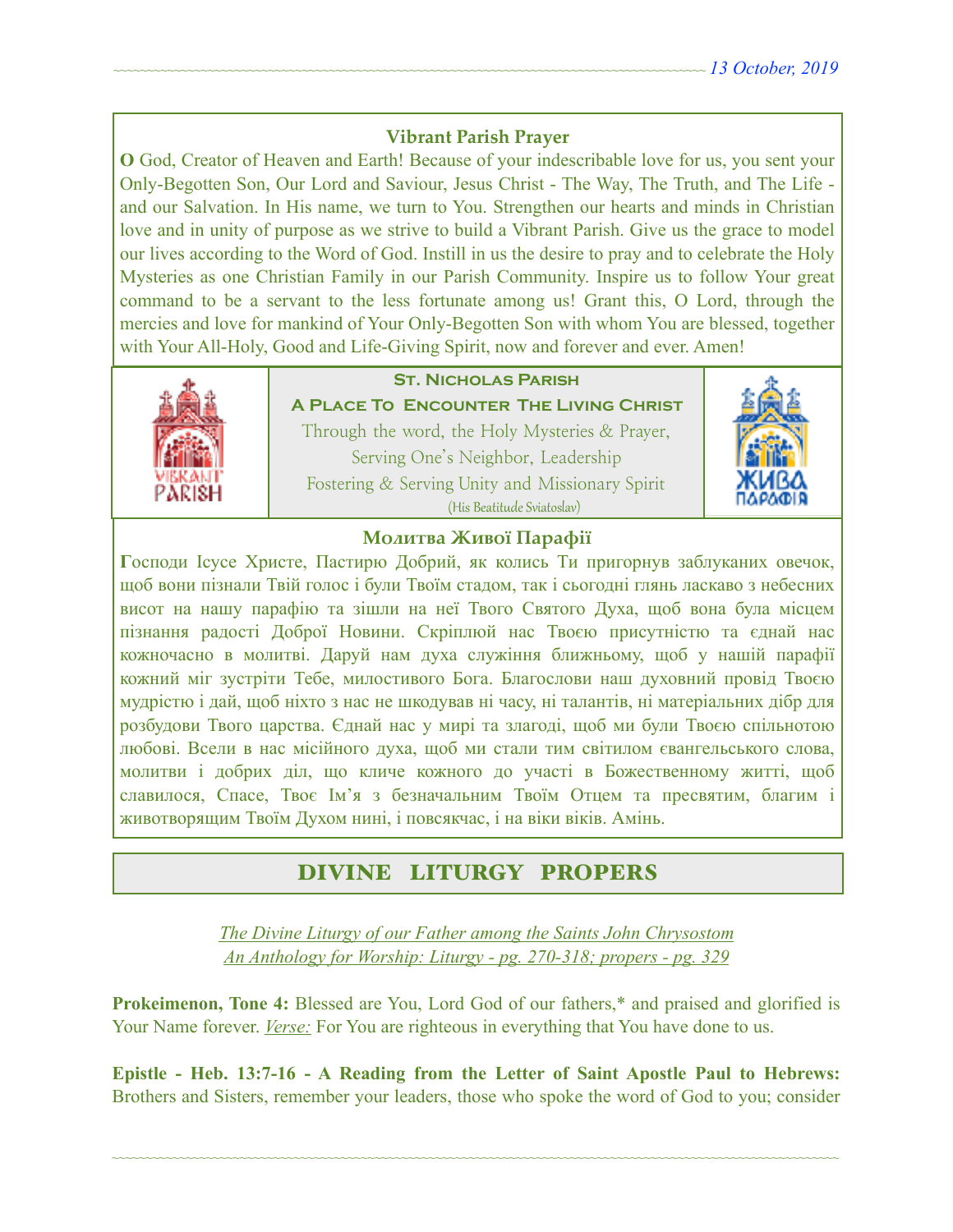### Vibrant Parish Prayer

**O** God, Creator of Heaven and Earth! Because of your indescribable love for us, you sent your Only-Begotten Son, Our Lord and Saviour, Jesus Christ - The Way, The Truth, and The Life - and our Salvation. In His name, we turn to You. Strengthen our hearts and minds in Christian love and in unity of purpose as we strive to build a Vibrant Parish. Give us the grace to model our lives according to the Word of God. Instill in us the desire to pray and to celebrate the Holy Mysteries as one Christian Family in our Parish Community. Inspire us to follow Your great command to be a servant to the less fortunate among us! Grant this, O Lord, through the mercies and love for mankind of Your Only-Begotten Son with whom You are blessed, together with Your All-Holy, Good and Life-Giving Spirit, now and forever and ever. Amen!

**St. Nicholas Parish**
**A Place To Encounter The Living Christ**
Through the word, the Holy Mysteries & Prayer,
Serving One's Neighbor, Leadership
Fostering & Serving Unity and Missionary Spirit
(His Beatitude Sviatoslav)

### Молитва Живої Парафії

**Г**осподи Ісусе Христе, Пастирю Добрий, як колись Ти пригорнув заблуканих овечок, щоб вони пізнали Твій голос і були Твоїм стадом, так і сьогодні глянь ласкаво з небесних висот на нашу парафію та зішли на неї Твого Святого Духа, щоб вона була місцем пізнання радості Доброї Новини. Скріплюй нас Твоєю присутністю та єднай нас кожночасно в молитві. Даруй нам духа служіння ближньому, щоб у нашій парафії кожний міг зустріти Тебе, милостивого Бога. Благослови наш духовний провід Твоєю мудрістю і дай, щоб ніхто з нас не шкодував ні часу, ні талантів, ні матеріальних дібр для розбудови Твого царства. Єднай нас у мирі та злагоді, щоб ми були Твоєю спільнотою любові. Всели в нас місійного духа, щоб ми стали тим світилом євангельського слова, молитви і добрих діл, що кличе кожного до участі в Божественному житті, щоб славилося, Спасе, Твоє Ім'я з безначальним Твоїм Отцем та пресвятим, благим і животворящим Твоїм Духом нині, і повсякчас, і на віки віків. Амінь.

## DIVINE LITURGY PROPERS

*The Divine Liturgy of our Father among the Saints John Chrysostom*
*An Anthology for Worship: Liturgy - pg. 270-318; propers - pg. 329*

**Prokeimenon, Tone 4:** Blessed are You, Lord God of our fathers,* and praised and glorified is Your Name forever. *Verse:* For You are righteous in everything that You have done to us.

**Epistle - Heb. 13:7-16 - A Reading from the Letter of Saint Apostle Paul to Hebrews:** Brothers and Sisters, remember your leaders, those who spoke the word of God to you; consider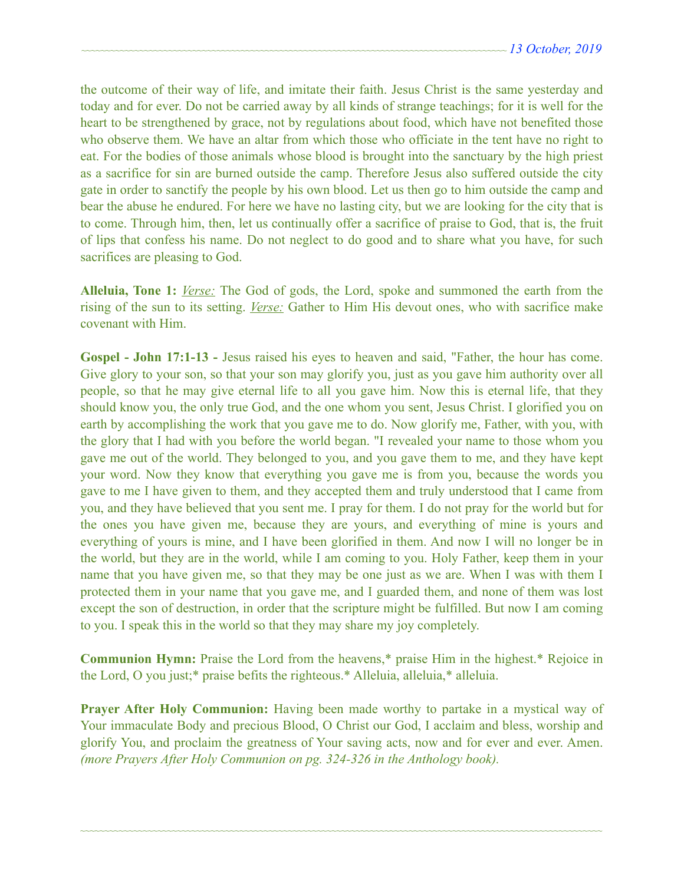the outcome of their way of life, and imitate their faith. Jesus Christ is the same yesterday and today and for ever. Do not be carried away by all kinds of strange teachings; for it is well for the heart to be strengthened by grace, not by regulations about food, which have not benefited those who observe them. We have an altar from which those who officiate in the tent have no right to eat. For the bodies of those animals whose blood is brought into the sanctuary by the high priest as a sacrifice for sin are burned outside the camp. Therefore Jesus also suffered outside the city gate in order to sanctify the people by his own blood. Let us then go to him outside the camp and bear the abuse he endured. For here we have no lasting city, but we are looking for the city that is to come. Through him, then, let us continually offer a sacrifice of praise to God, that is, the fruit of lips that confess his name. Do not neglect to do good and to share what you have, for such sacrifices are pleasing to God.

**Alleluia, Tone 1:** *Verse:* The God of gods, the Lord, spoke and summoned the earth from the rising of the sun to its setting. *Verse:* Gather to Him His devout ones, who with sacrifice make covenant with Him.

**Gospel - John 17:1-13 -** Jesus raised his eyes to heaven and said, "Father, the hour has come. Give glory to your son, so that your son may glorify you, just as you gave him authority over all people, so that he may give eternal life to all you gave him. Now this is eternal life, that they should know you, the only true God, and the one whom you sent, Jesus Christ. I glorified you on earth by accomplishing the work that you gave me to do. Now glorify me, Father, with you, with the glory that I had with you before the world began. "I revealed your name to those whom you gave me out of the world. They belonged to you, and you gave them to me, and they have kept your word. Now they know that everything you gave me is from you, because the words you gave to me I have given to them, and they accepted them and truly understood that I came from you, and they have believed that you sent me. I pray for them. I do not pray for the world but for the ones you have given me, because they are yours, and everything of mine is yours and everything of yours is mine, and I have been glorified in them. And now I will no longer be in the world, but they are in the world, while I am coming to you. Holy Father, keep them in your name that you have given me, so that they may be one just as we are. When I was with them I protected them in your name that you gave me, and I guarded them, and none of them was lost except the son of destruction, in order that the scripture might be fulfilled. But now I am coming to you. I speak this in the world so that they may share my joy completely.

**Communion Hymn:** Praise the Lord from the heavens,* praise Him in the highest.* Rejoice in the Lord, O you just;* praise befits the righteous.* Alleluia, alleluia,* alleluia.

**Prayer After Holy Communion:** Having been made worthy to partake in a mystical way of Your immaculate Body and precious Blood, O Christ our God, I acclaim and bless, worship and glorify You, and proclaim the greatness of Your saving acts, now and for ever and ever. Amen. *(more Prayers After Holy Communion on pg. 324-326 in the Anthology book).*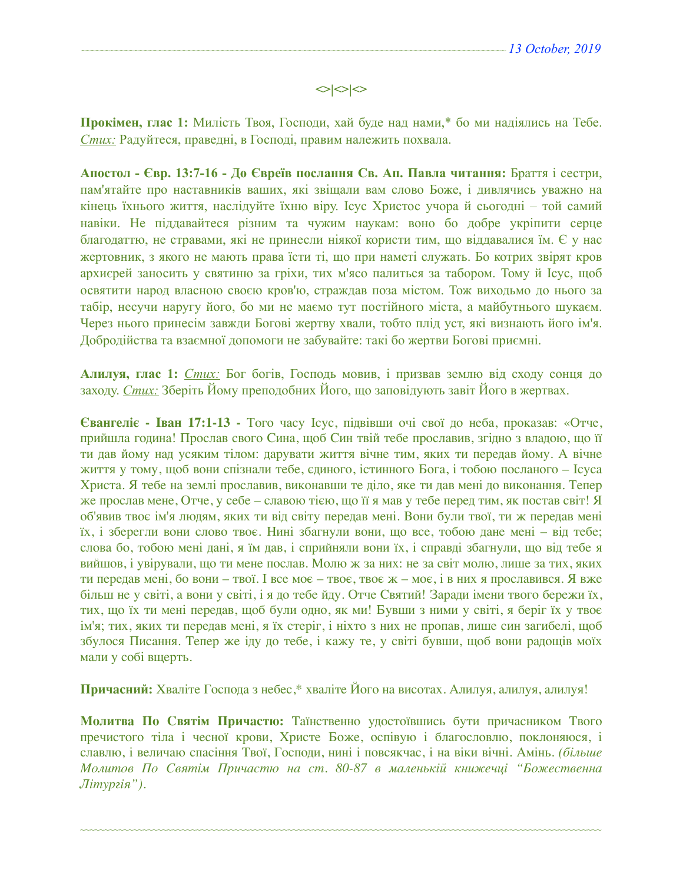<>|<>|<>

**Прокімен, глас 1:** Милість Твоя, Господи, хай буде над нами,* бо ми надіялись на Тебе. *Стих:* Радуйтеся, праведні, в Господі, правим належить похвала.

**Апостол - Євр. 13:7-16 - До Євреїв послання Св. Ап. Павла читання:** Браття і сестри, пам'ятайте про наставників ваших, які звіщали вам слово Боже, і дивлячись уважно на кінець їхнього життя, наслідуйте їхню віру. Ісус Христос учора й сьогодні – той самий навіки. Не піддавайтеся різним та чужим наукам: воно бо добре укріпити серце благодаттю, не стравами, які не принесли ніякої користи тим, що віддавалися їм. Є у нас жертовник, з якого не мають права їсти ті, що при наметі служать. Бо котрих звірят кров архиєрей заносить у святиню за гріхи, тих м'ясо палиться за табором. Тому й Ісус, щоб освятити народ власною своєю кров'ю, страждав поза містом. Тож виходьмо до нього за табір, несучи наругу його, бо ми не маємо тут постійного міста, а майбутнього шукаєм. Через нього принесім завжди Богові жертву хвали, тобто плід уст, які визнають його ім'я. Добродійства та взаємної допомоги не забувайте: такі бо жертви Богові приємні.

**Алилуя, глас 1:** *Стих:* Бог богів, Господь мовив, і призвав землю від сходу сонця до заходу. *Стих:* Зберіть Йому преподобних Його, що заповідують завіт Його в жертвах.

**Євангеліє - Іван 17:1-13 -** Того часу Ісус, підвівши очі свої до неба, проказав: «Отче, прийшла година! Прослав свого Сина, щоб Син твій тебе прославив, згідно з владою, що її ти дав йому над усяким тілом: дарувати життя вічне тим, яких ти передав йому. А вічне життя у тому, щоб вони спізнали тебе, єдиного, істинного Бога, і тобою посланого – Ісуса Христа. Я тебе на землі прославив, виконавши те діло, яке ти дав мені до виконання. Тепер же прослав мене, Отче, у себе – славою тією, що її я мав у тебе перед тим, як постав світ! Я об'явив твоє ім'я людям, яких ти від світу передав мені. Вони були твої, ти ж передав мені їх, і зберегли вони слово твоє. Нині збагнули вони, що все, тобою дане мені – від тебе; слова бо, тобою мені дані, я їм дав, і сприйняли вони їх, і справді збагнули, що від тебе я вийшов, і увірували, що ти мене послав. Молю ж за них: не за світ молю, лише за тих, яких ти передав мені, бо вони – твої. І все моє – твоє, твоє ж – моє, і в них я прославився. Я вже більш не у світі, а вони у світі, і я до тебе йду. Отче Святий! Заради імени твого бережи їх, тих, що їх ти мені передав, щоб були одно, як ми! Бувши з ними у світі, я беріг їх у твоє ім'я; тих, яких ти передав мені, я їх стеріг, і ніхто з них не пропав, лише син загибелі, щоб збулося Писання. Тепер же іду до тебе, і кажу те, у світі бувши, щоб вони радощів моїх мали у собі вщерть.

**Причасний:** Хваліте Господа з небес,* хваліте Його на висотах. Алилуя, алилуя, алилуя!

**Молитва По Святім Причастю:** Таїнственно удостоївшись бути причасником Твого пречистого тіла і чесної крови, Христе Боже, оспівую і благословлю, поклоняюся, і славлю, і величаю спасіння Твої, Господи, нині і повсякчас, і на віки вічні. Амінь. *(більше Молитов По Святім Причастю на ст. 80-87 в маленькій книжечці "Божественна Літургія").*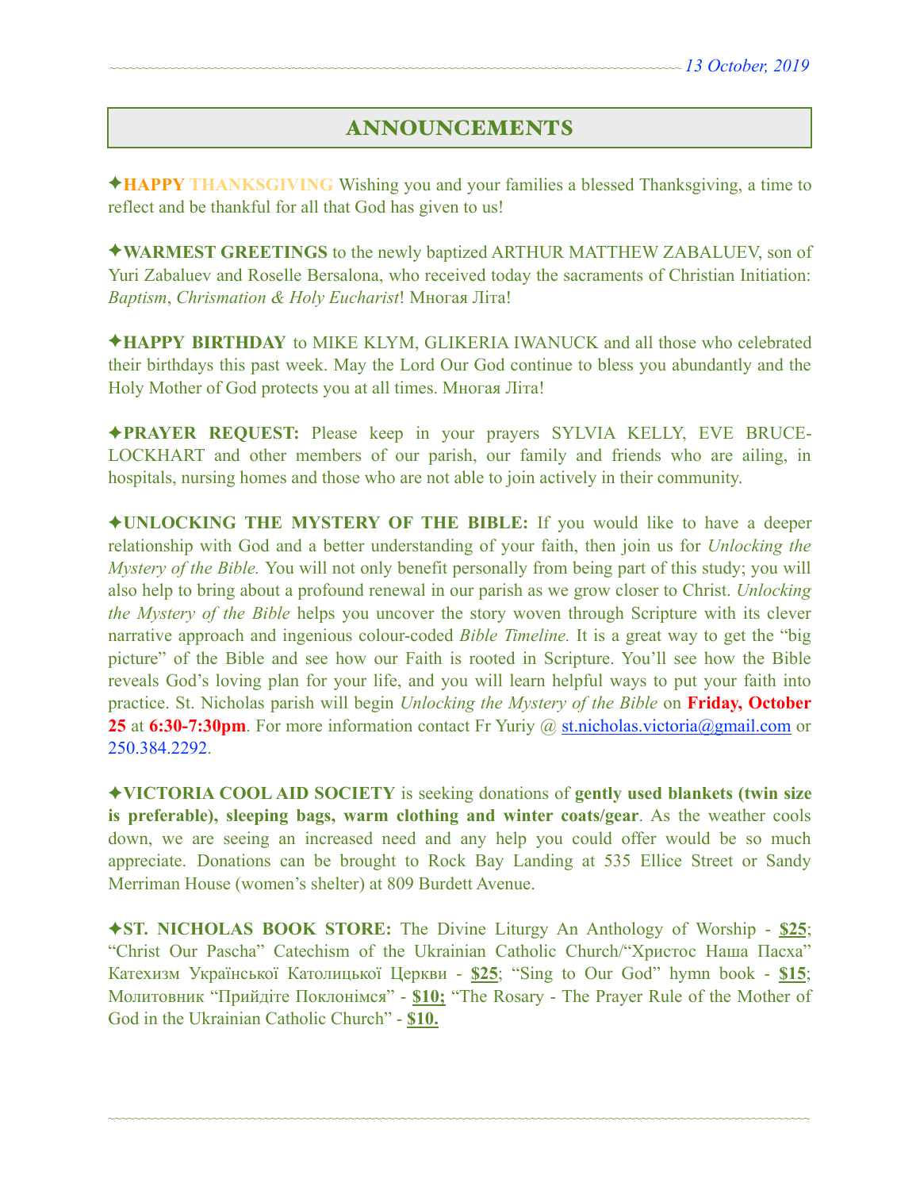13 October, 2019

# ANNOUNCEMENTS

✦**HAPPY THANKSGIVING** Wishing you and your families a blessed Thanksgiving, a time to reflect and be thankful for all that God has given to us!

✦**WARMEST GREETINGS** to the newly baptized ARTHUR MATTHEW ZABALUEV, son of Yuri Zabaluev and Roselle Bersalona, who received today the sacraments of Christian Initiation: *Baptism*, *Chrismation & Holy Eucharist*! Многая Літа!

✦**HAPPY BIRTHDAY** to MIKE KLYM, GLIKERIA IWANUCK and all those who celebrated their birthdays this past week. May the Lord Our God continue to bless you abundantly and the Holy Mother of God protects you at all times. Многая Літа!

✦**PRAYER REQUEST:** Please keep in your prayers SYLVIA KELLY, EVE BRUCE-LOCKHART and other members of our parish, our family and friends who are ailing, in hospitals, nursing homes and those who are not able to join actively in their community.

✦**UNLOCKING THE MYSTERY OF THE BIBLE:** If you would like to have a deeper relationship with God and a better understanding of your faith, then join us for *Unlocking the Mystery of the Bible.* You will not only benefit personally from being part of this study; you will also help to bring about a profound renewal in our parish as we grow closer to Christ. *Unlocking the Mystery of the Bible* helps you uncover the story woven through Scripture with its clever narrative approach and ingenious colour-coded *Bible Timeline.* It is a great way to get the "big picture" of the Bible and see how our Faith is rooted in Scripture. You'll see how the Bible reveals God's loving plan for your life, and you will learn helpful ways to put your faith into practice. St. Nicholas parish will begin *Unlocking the Mystery of the Bible* on **Friday, October 25** at **6:30-7:30pm**. For more information contact Fr Yuriy @ st.nicholas.victoria@gmail.com or 250.384.2292.

✦**VICTORIA COOL AID SOCIETY** is seeking donations of **gently used blankets (twin size is preferable), sleeping bags, warm clothing and winter coats/gear**. As the weather cools down, we are seeing an increased need and any help you could offer would be so much appreciate. Donations can be brought to Rock Bay Landing at 535 Ellice Street or Sandy Merriman House (women's shelter) at 809 Burdett Avenue.

✦**ST. NICHOLAS BOOK STORE:** The Divine Liturgy An Anthology of Worship - **$25**; "Christ Our Pascha" Catechism of the Ukrainian Catholic Church/"Христос Наша Пасха" Катехизм Української Католицької Церкви - **$25**; "Sing to Our God" hymn book - **$15**; Молитовник "Прийдіте Поклонімся" - **$10;** "The Rosary - The Prayer Rule of the Mother of God in the Ukrainian Catholic Church" - **$10.**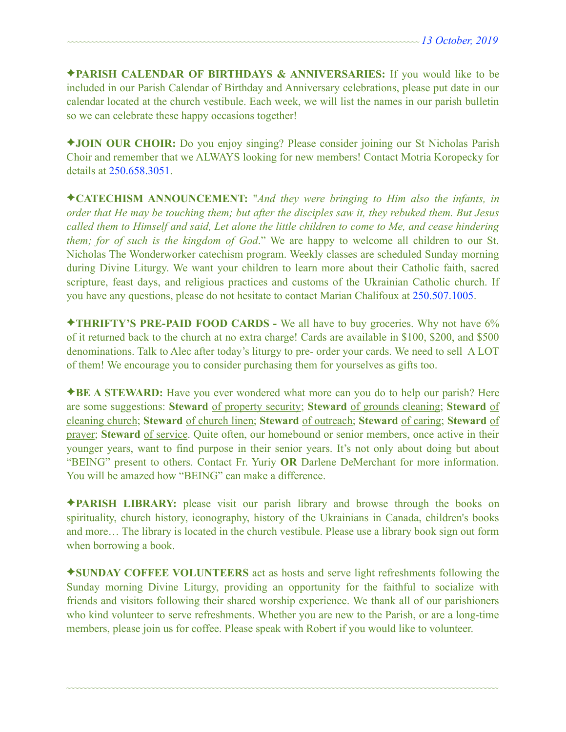✦**PARISH CALENDAR OF BIRTHDAYS & ANNIVERSARIES:** If you would like to be included in our Parish Calendar of Birthday and Anniversary celebrations, please put date in our calendar located at the church vestibule. Each week, we will list the names in our parish bulletin so we can celebrate these happy occasions together!

✦**JOIN OUR CHOIR:** Do you enjoy singing? Please consider joining our St Nicholas Parish Choir and remember that we ALWAYS looking for new members! Contact Motria Koropecky for details at 250.658.3051.

✦**CATECHISM ANNOUNCEMENT:** "*And they were bringing to Him also the infants, in order that He may be touching them; but after the disciples saw it, they rebuked them. But Jesus called them to Himself and said, Let alone the little children to come to Me, and cease hindering them; for of such is the kingdom of God*." We are happy to welcome all children to our St. Nicholas The Wonderworker catechism program. Weekly classes are scheduled Sunday morning during Divine Liturgy. We want your children to learn more about their Catholic faith, sacred scripture, feast days, and religious practices and customs of the Ukrainian Catholic church. If you have any questions, please do not hesitate to contact Marian Chalifoux at 250.507.1005.

✦**THRIFTY'S PRE-PAID FOOD CARDS -** We all have to buy groceries. Why not have 6% of it returned back to the church at no extra charge! Cards are available in $100, $200, and $500 denominations. Talk to Alec after today's liturgy to pre- order your cards. We need to sell A LOT of them! We encourage you to consider purchasing them for yourselves as gifts too.

✦**BE A STEWARD:** Have you ever wondered what more can you do to help our parish? Here are some suggestions: **Steward** of property security; **Steward** of grounds cleaning; **Steward** of cleaning church; **Steward** of church linen; **Steward** of outreach; **Steward** of caring; **Steward** of prayer; **Steward** of service. Quite often, our homebound or senior members, once active in their younger years, want to find purpose in their senior years. It's not only about doing but about "BEING" present to others. Contact Fr. Yuriy **OR** Darlene DeMerchant for more information. You will be amazed how "BEING" can make a difference.

✦**PARISH LIBRARY:** please visit our parish library and browse through the books on spirituality, church history, iconography, history of the Ukrainians in Canada, children's books and more… The library is located in the church vestibule. Please use a library book sign out form when borrowing a book.

✦**SUNDAY COFFEE VOLUNTEERS** act as hosts and serve light refreshments following the Sunday morning Divine Liturgy, providing an opportunity for the faithful to socialize with friends and visitors following their shared worship experience. We thank all of our parishioners who kind volunteer to serve refreshments. Whether you are new to the Parish, or are a long-time members, please join us for coffee. Please speak with Robert if you would like to volunteer.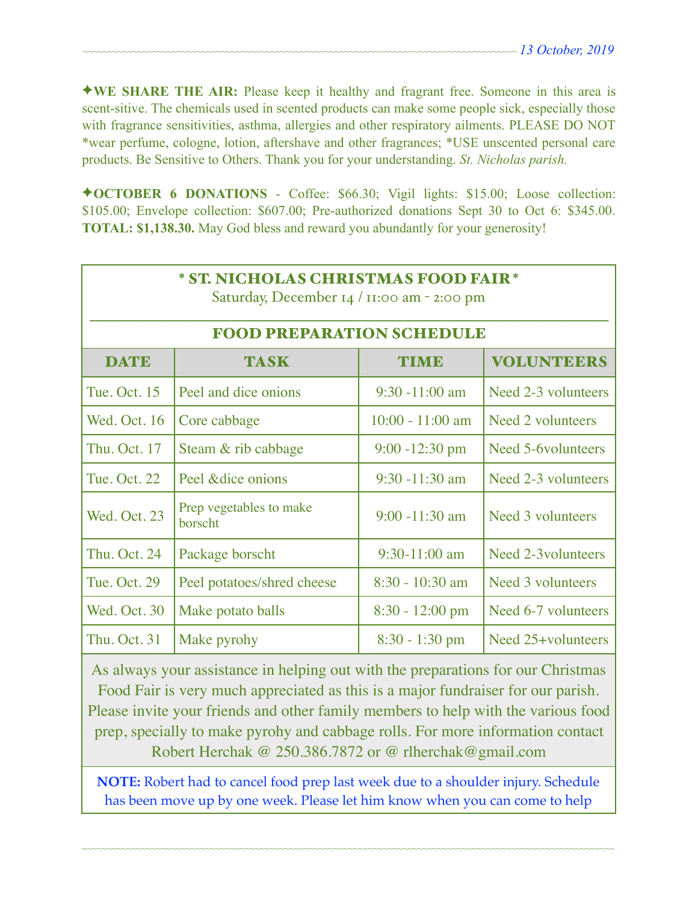✦**WE SHARE THE AIR:** Please keep it healthy and fragrant free. Someone in this area is scent-sitive. The chemicals used in scented products can make some people sick, especially those with fragrance sensitivities, asthma, allergies and other respiratory ailments. PLEASE DO NOT *wear perfume, cologne, lotion, aftershave and other fragrances; *USE unscented personal care products. Be Sensitive to Others. Thank you for your understanding. *St. Nicholas parish.*

✦**OCTOBER 6 DONATIONS** - Coffee: $66.30; Vigil lights: $15.00; Loose collection: $105.00; Envelope collection: $607.00; Pre-authorized donations Sept 30 to Oct 6: $345.00. **TOTAL: $1,138.30.** May God bless and reward you abundantly for your generosity!

## * ST. NICHOLAS CHRISTMAS FOOD FAIR *

Saturday, December 14 / 11:00 am - 2:00 pm

### FOOD PREPARATION SCHEDULE

| DATE | TASK | TIME | VOLUNTEERS |
|---|---|---|---|
| Tue. Oct. 15 | Peel and dice onions | 9:30 -11:00 am | Need 2-3 volunteers |
| Wed. Oct. 16 | Core cabbage | 10:00 - 11:00 am | Need 2 volunteers |
| Thu. Oct. 17 | Steam & rib cabbage | 9:00 -12:30 pm | Need 5-6volunteers |
| Tue. Oct. 22 | Peel &dice onions | 9:30 -11:30 am | Need 2-3 volunteers |
| Wed. Oct. 23 | Prep vegetables to make borscht | 9:00 -11:30 am | Need 3 volunteers |
| Thu. Oct. 24 | Package borscht | 9:30-11:00 am | Need 2-3volunteers |
| Tue. Oct. 29 | Peel potatoes/shred cheese | 8:30 - 10:30 am | Need 3 volunteers |
| Wed. Oct. 30 | Make potato balls | 8:30 - 12:00 pm | Need 6-7 volunteers |
| Thu. Oct. 31 | Make pyrohy | 8:30 - 1:30 pm | Need 25+volunteers |

As always your assistance in helping out with the preparations for our Christmas Food Fair is very much appreciated as this is a major fundraiser for our parish. Please invite your friends and other family members to help with the various food prep, specially to make pyrohy and cabbage rolls. For more information contact Robert Herchak @ 250.386.7872 or @ rlherchak@gmail.com

**NOTE:** Robert had to cancel food prep last week due to a shoulder injury. Schedule has been move up by one week. Please let him know when you can come to help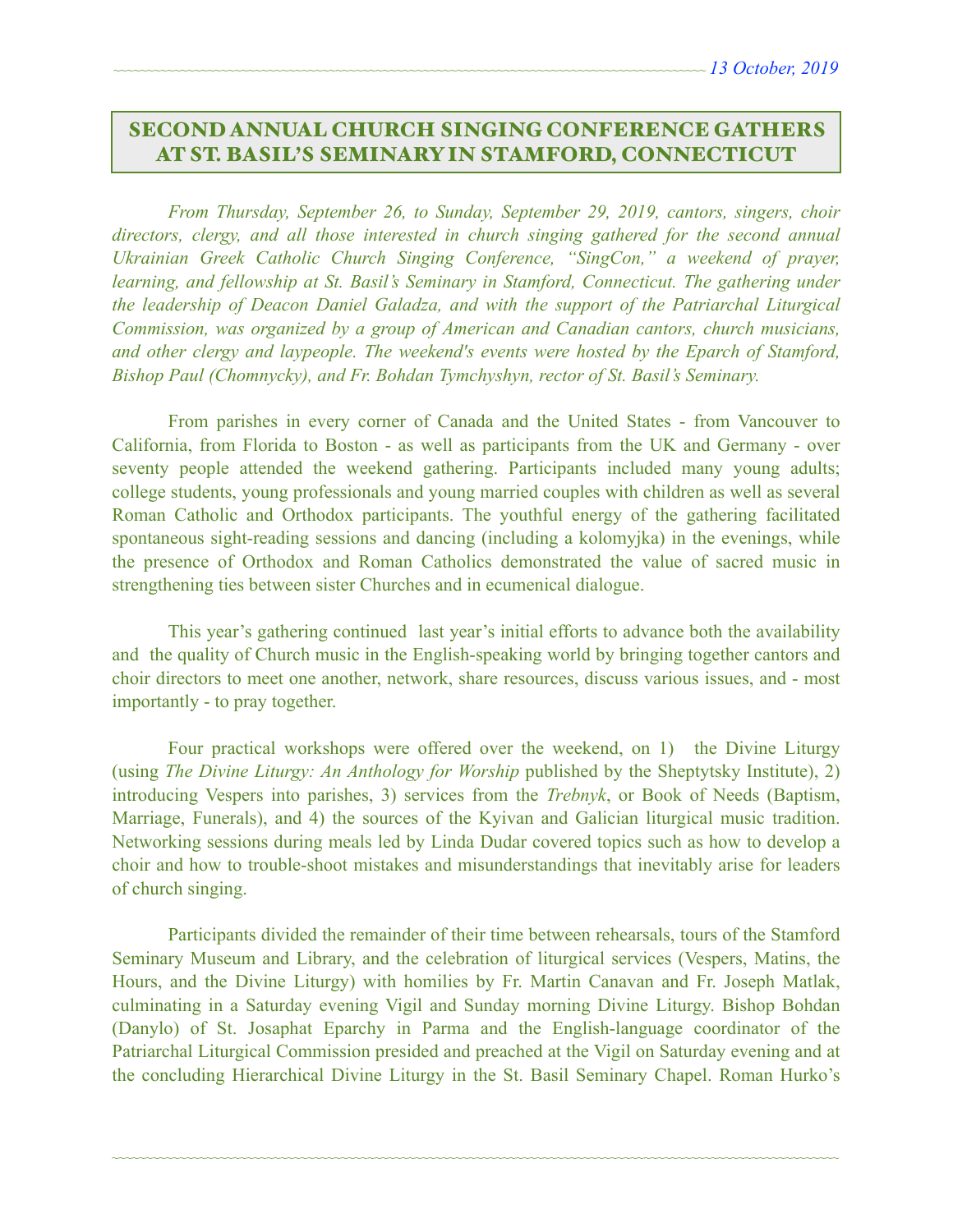*13 October, 2019*

## SECOND ANNUAL CHURCH SINGING CONFERENCE GATHERS AT ST. BASIL'S SEMINARY IN STAMFORD, CONNECTICUT

*From Thursday, September 26, to Sunday, September 29, 2019, cantors, singers, choir directors, clergy, and all those interested in church singing gathered for the second annual Ukrainian Greek Catholic Church Singing Conference, "SingCon," a weekend of prayer, learning, and fellowship at St. Basil's Seminary in Stamford, Connecticut. The gathering under the leadership of Deacon Daniel Galadza, and with the support of the Patriarchal Liturgical Commission, was organized by a group of American and Canadian cantors, church musicians, and other clergy and laypeople. The weekend's events were hosted by the Eparch of Stamford, Bishop Paul (Chomnycky), and Fr. Bohdan Tymchyshyn, rector of St. Basil's Seminary.*

From parishes in every corner of Canada and the United States - from Vancouver to California, from Florida to Boston - as well as participants from the UK and Germany - over seventy people attended the weekend gathering. Participants included many young adults; college students, young professionals and young married couples with children as well as several Roman Catholic and Orthodox participants. The youthful energy of the gathering facilitated spontaneous sight-reading sessions and dancing (including a kolomyjka) in the evenings, while the presence of Orthodox and Roman Catholics demonstrated the value of sacred music in strengthening ties between sister Churches and in ecumenical dialogue.

This year's gathering continued last year's initial efforts to advance both the availability and the quality of Church music in the English-speaking world by bringing together cantors and choir directors to meet one another, network, share resources, discuss various issues, and - most importantly - to pray together.

Four practical workshops were offered over the weekend, on 1) the Divine Liturgy (using *The Divine Liturgy: An Anthology for Worship* published by the Sheptytsky Institute), 2) introducing Vespers into parishes, 3) services from the *Trebnyk*, or Book of Needs (Baptism, Marriage, Funerals), and 4) the sources of the Kyivan and Galician liturgical music tradition. Networking sessions during meals led by Linda Dudar covered topics such as how to develop a choir and how to trouble-shoot mistakes and misunderstandings that inevitably arise for leaders of church singing.

Participants divided the remainder of their time between rehearsals, tours of the Stamford Seminary Museum and Library, and the celebration of liturgical services (Vespers, Matins, the Hours, and the Divine Liturgy) with homilies by Fr. Martin Canavan and Fr. Joseph Matlak, culminating in a Saturday evening Vigil and Sunday morning Divine Liturgy. Bishop Bohdan (Danylo) of St. Josaphat Eparchy in Parma and the English-language coordinator of the Patriarchal Liturgical Commission presided and preached at the Vigil on Saturday evening and at the concluding Hierarchical Divine Liturgy in the St. Basil Seminary Chapel. Roman Hurko's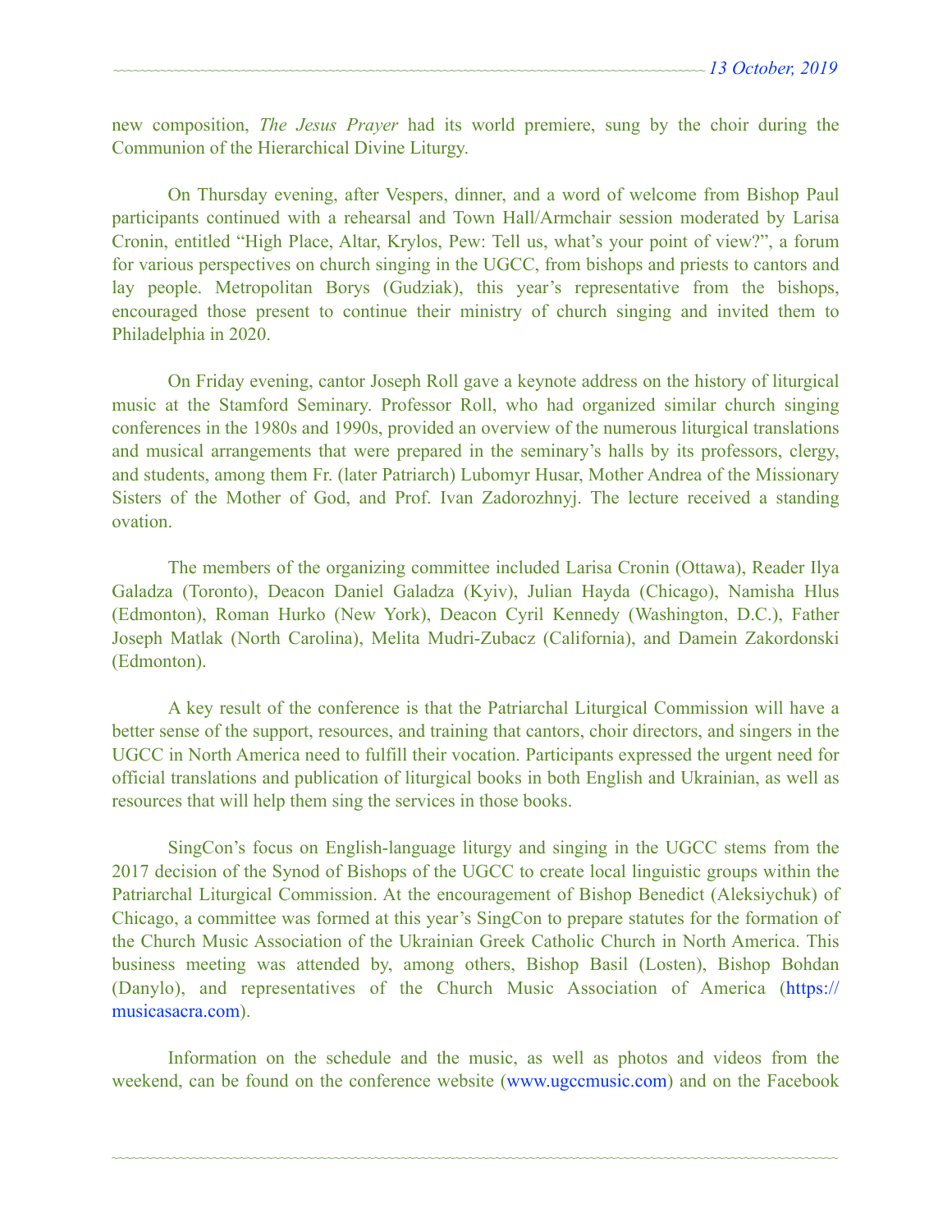new composition, *The Jesus Prayer* had its world premiere, sung by the choir during the Communion of the Hierarchical Divine Liturgy.

On Thursday evening, after Vespers, dinner, and a word of welcome from Bishop Paul participants continued with a rehearsal and Town Hall/Armchair session moderated by Larisa Cronin, entitled "High Place, Altar, Krylos, Pew: Tell us, what's your point of view?", a forum for various perspectives on church singing in the UGCC, from bishops and priests to cantors and lay people. Metropolitan Borys (Gudziak), this year's representative from the bishops, encouraged those present to continue their ministry of church singing and invited them to Philadelphia in 2020.

On Friday evening, cantor Joseph Roll gave a keynote address on the history of liturgical music at the Stamford Seminary. Professor Roll, who had organized similar church singing conferences in the 1980s and 1990s, provided an overview of the numerous liturgical translations and musical arrangements that were prepared in the seminary's halls by its professors, clergy, and students, among them Fr. (later Patriarch) Lubomyr Husar, Mother Andrea of the Missionary Sisters of the Mother of God, and Prof. Ivan Zadorozhnyj. The lecture received a standing ovation.

The members of the organizing committee included Larisa Cronin (Ottawa), Reader Ilya Galadza (Toronto), Deacon Daniel Galadza (Kyiv), Julian Hayda (Chicago), Namisha Hlus (Edmonton), Roman Hurko (New York), Deacon Cyril Kennedy (Washington, D.C.), Father Joseph Matlak (North Carolina), Melita Mudri-Zubacz (California), and Damein Zakordonski (Edmonton).

A key result of the conference is that the Patriarchal Liturgical Commission will have a better sense of the support, resources, and training that cantors, choir directors, and singers in the UGCC in North America need to fulfill their vocation. Participants expressed the urgent need for official translations and publication of liturgical books in both English and Ukrainian, as well as resources that will help them sing the services in those books.

SingCon's focus on English-language liturgy and singing in the UGCC stems from the 2017 decision of the Synod of Bishops of the UGCC to create local linguistic groups within the Patriarchal Liturgical Commission. At the encouragement of Bishop Benedict (Aleksiychuk) of Chicago, a committee was formed at this year's SingCon to prepare statutes for the formation of the Church Music Association of the Ukrainian Greek Catholic Church in North America. This business meeting was attended by, among others, Bishop Basil (Losten), Bishop Bohdan (Danylo), and representatives of the Church Music Association of America (https://musicasacra.com).

Information on the schedule and the music, as well as photos and videos from the weekend, can be found on the conference website (www.ugccmusic.com) and on the Facebook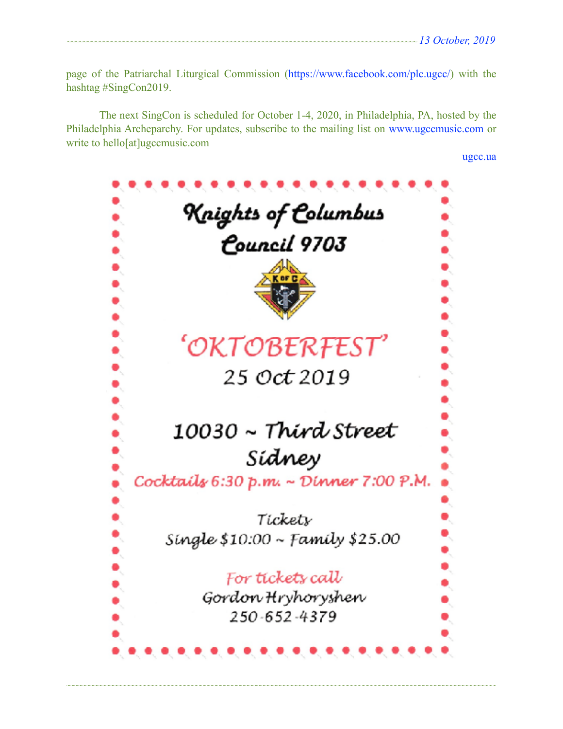page of the Patriarchal Liturgical Commission (https://www.facebook.com/plc.ugcc/) with the hashtag #SingCon2019.

The next SingCon is scheduled for October 1-4, 2020, in Philadelphia, PA, hosted by the Philadelphia Archeparchy. For updates, subscribe to the mailing list on www.ugccmusic.com or write to hello[at]ugccmusic.com

ugcc.ua

# Knights of Columbus Council 9703

## 'OKTOBERFEST'

25 Oct 2019

10030 ~ Third Street
Sidney

Cocktails 6:30 p.m. ~ Dinner 7:00 P.M.

Tickets
Single $10:00 ~ Family $25.00

For tickets call
Gordon Hryhoryshen
250-652-4379